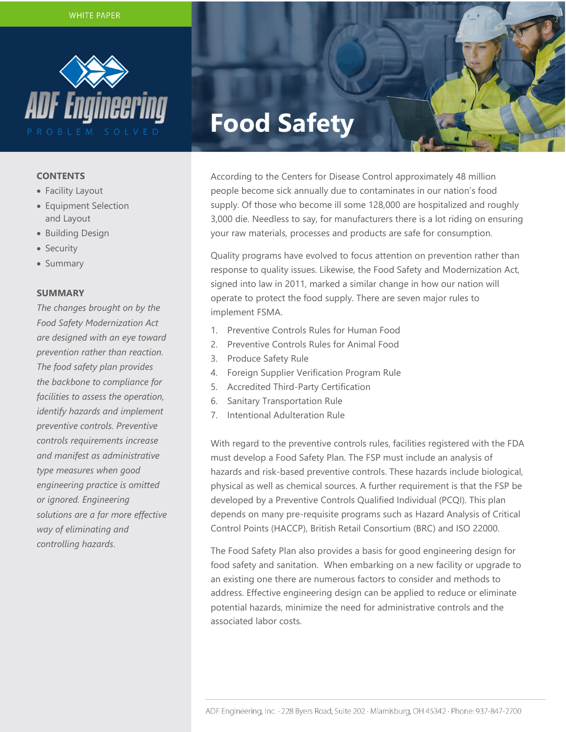WHITE PAPER

ADF Engineering

PROBLEM SOLVED

# Food Safety

## CONTENTS

- Facility Layout
- Equipment Selection and Layout
- Building Design
- Security
- Summary

## SUMMARY

*The changes brought on by the Food Safety Modernization Act are designed with an eye toward prevention rather than reaction. The food safety plan provides the backbone to compliance for facilities to assess the operation, identify hazards and implement preventive controls. Preventive controls requirements increase and manifest as administrative type measures when good engineering practice is omitted or ignored. Engineering solutions are a far more effective way of eliminating and controlling hazards.*

According to the Centers for Disease Control approximately 48 million people become sick annually due to contaminates in our nation's food supply. Of those who become ill some 128,000 are hospitalized and roughly 3,000 die. Needless to say, for manufacturers there is a lot riding on ensuring your raw materials, processes and products are safe for consumption.

Quality programs have evolved to focus attention on prevention rather than response to quality issues. Likewise, the Food Safety and Modernization Act, signed into law in 2011, marked a similar change in how our nation will operate to protect the food supply. There are seven major rules to implement FSMA.

1. Preventive Controls Rules for Human Food
2. Preventive Controls Rules for Animal Food
3. Produce Safety Rule
4. Foreign Supplier Verification Program Rule
5. Accredited Third-Party Certification
6. Sanitary Transportation Rule
7. Intentional Adulteration Rule

With regard to the preventive controls rules, facilities registered with the FDA must develop a Food Safety Plan. The FSP must include an analysis of hazards and risk-based preventive controls. These hazards include biological, physical as well as chemical sources. A further requirement is that the FSP be developed by a Preventive Controls Qualified Individual (PCQI). This plan depends on many pre-requisite programs such as Hazard Analysis of Critical Control Points (HACCP), British Retail Consortium (BRC) and ISO 22000.

The Food Safety Plan also provides a basis for good engineering design for food safety and sanitation. When embarking on a new facility or upgrade to an existing one there are numerous factors to consider and methods to address. Effective engineering design can be applied to reduce or eliminate potential hazards, minimize the need for administrative controls and the associated labor costs.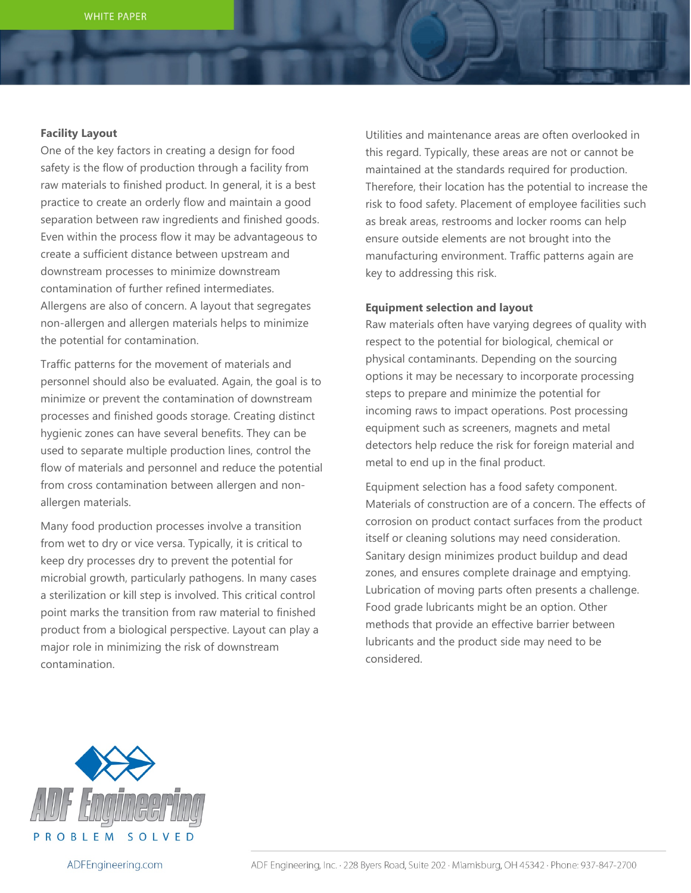## Facility Layout

One of the key factors in creating a design for food safety is the flow of production through a facility from raw materials to finished product. In general, it is a best practice to create an orderly flow and maintain a good separation between raw ingredients and finished goods. Even within the process flow it may be advantageous to create a sufficient distance between upstream and downstream processes to minimize downstream contamination of further refined intermediates. Allergens are also of concern. A layout that segregates non-allergen and allergen materials helps to minimize the potential for contamination.

Traffic patterns for the movement of materials and personnel should also be evaluated. Again, the goal is to minimize or prevent the contamination of downstream processes and finished goods storage. Creating distinct hygienic zones can have several benefits. They can be used to separate multiple production lines, control the flow of materials and personnel and reduce the potential from cross contamination between allergen and non-allergen materials.

Many food production processes involve a transition from wet to dry or vice versa. Typically, it is critical to keep dry processes dry to prevent the potential for microbial growth, particularly pathogens. In many cases a sterilization or kill step is involved. This critical control point marks the transition from raw material to finished product from a biological perspective. Layout can play a major role in minimizing the risk of downstream contamination.

Utilities and maintenance areas are often overlooked in this regard. Typically, these areas are not or cannot be maintained at the standards required for production. Therefore, their location has the potential to increase the risk to food safety. Placement of employee facilities such as break areas, restrooms and locker rooms can help ensure outside elements are not brought into the manufacturing environment. Traffic patterns again are key to addressing this risk.

## Equipment selection and layout

Raw materials often have varying degrees of quality with respect to the potential for biological, chemical or physical contaminants. Depending on the sourcing options it may be necessary to incorporate processing steps to prepare and minimize the potential for incoming raws to impact operations. Post processing equipment such as screeners, magnets and metal detectors help reduce the risk for foreign material and metal to end up in the final product.

Equipment selection has a food safety component. Materials of construction are of a concern. The effects of corrosion on product contact surfaces from the product itself or cleaning solutions may need consideration. Sanitary design minimizes product buildup and dead zones, and ensures complete drainage and emptying. Lubrication of moving parts often presents a challenge. Food grade lubricants might be an option. Other methods that provide an effective barrier between lubricants and the product side may need to be considered.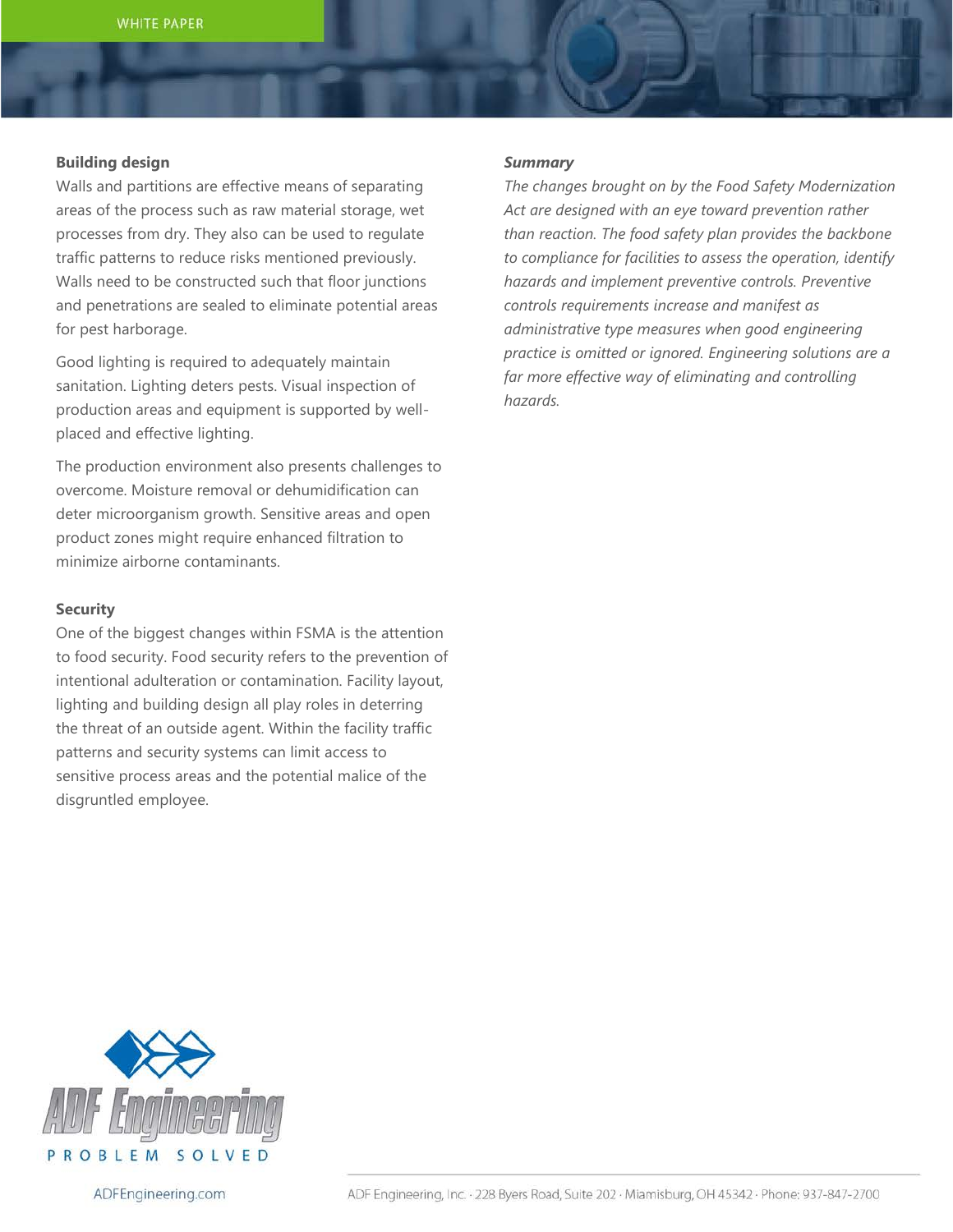**Building design**

Walls and partitions are effective means of separating areas of the process such as raw material storage, wet processes from dry. They also can be used to regulate traffic patterns to reduce risks mentioned previously. Walls need to be constructed such that floor junctions and penetrations are sealed to eliminate potential areas for pest harborage.

Good lighting is required to adequately maintain sanitation. Lighting deters pests. Visual inspection of production areas and equipment is supported by well-placed and effective lighting.

The production environment also presents challenges to overcome. Moisture removal or dehumidification can deter microorganism growth. Sensitive areas and open product zones might require enhanced filtration to minimize airborne contaminants.

**Security**

One of the biggest changes within FSMA is the attention to food security. Food security refers to the prevention of intentional adulteration or contamination. Facility layout, lighting and building design all play roles in deterring the threat of an outside agent. Within the facility traffic patterns and security systems can limit access to sensitive process areas and the potential malice of the disgruntled employee.

***Summary***

*The changes brought on by the Food Safety Modernization Act are designed with an eye toward prevention rather than reaction. The food safety plan provides the backbone to compliance for facilities to assess the operation, identify hazards and implement preventive controls. Preventive controls requirements increase and manifest as administrative type measures when good engineering practice is omitted or ignored. Engineering solutions are a far more effective way of eliminating and controlling hazards.*

ADF Engineering

PROBLEM SOLVED

ADFEngineering.com

ADF Engineering, Inc. · 228 Byers Road, Suite 202 · Miamisburg, OH 45342 · Phone: 937-847-2700